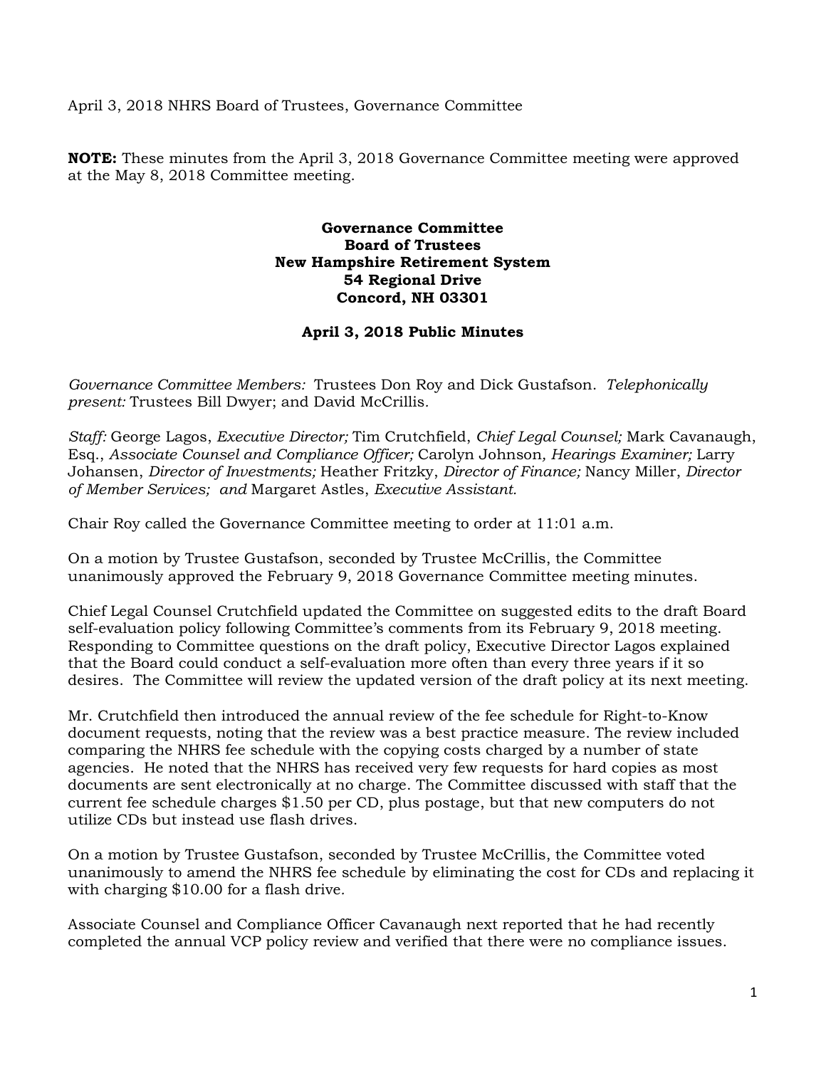April 3, 2018 NHRS Board of Trustees, Governance Committee

**NOTE:** These minutes from the April 3, 2018 Governance Committee meeting were approved at the May 8, 2018 Committee meeting.

**Governance Committee**
**Board of Trustees**
**New Hampshire Retirement System**
**54 Regional Drive**
**Concord, NH 03301**

**April 3, 2018 Public Minutes**

*Governance Committee Members:* Trustees Don Roy and Dick Gustafson. *Telephonically present:* Trustees Bill Dwyer; and David McCrillis.

*Staff:* George Lagos, *Executive Director;* Tim Crutchfield, *Chief Legal Counsel;* Mark Cavanaugh, Esq., *Associate Counsel and Compliance Officer;* Carolyn Johnson, *Hearings Examiner;* Larry Johansen, *Director of Investments;* Heather Fritzky, *Director of Finance;* Nancy Miller, *Director of Member Services;* and Margaret Astles, *Executive Assistant.*

Chair Roy called the Governance Committee meeting to order at 11:01 a.m.

On a motion by Trustee Gustafson, seconded by Trustee McCrillis, the Committee unanimously approved the February 9, 2018 Governance Committee meeting minutes.

Chief Legal Counsel Crutchfield updated the Committee on suggested edits to the draft Board self-evaluation policy following Committee's comments from its February 9, 2018 meeting. Responding to Committee questions on the draft policy, Executive Director Lagos explained that the Board could conduct a self-evaluation more often than every three years if it so desires. The Committee will review the updated version of the draft policy at its next meeting.

Mr. Crutchfield then introduced the annual review of the fee schedule for Right-to-Know document requests, noting that the review was a best practice measure. The review included comparing the NHRS fee schedule with the copying costs charged by a number of state agencies. He noted that the NHRS has received very few requests for hard copies as most documents are sent electronically at no charge. The Committee discussed with staff that the current fee schedule charges $1.50 per CD, plus postage, but that new computers do not utilize CDs but instead use flash drives.

On a motion by Trustee Gustafson, seconded by Trustee McCrillis, the Committee voted unanimously to amend the NHRS fee schedule by eliminating the cost for CDs and replacing it with charging $10.00 for a flash drive.

Associate Counsel and Compliance Officer Cavanaugh next reported that he had recently completed the annual VCP policy review and verified that there were no compliance issues.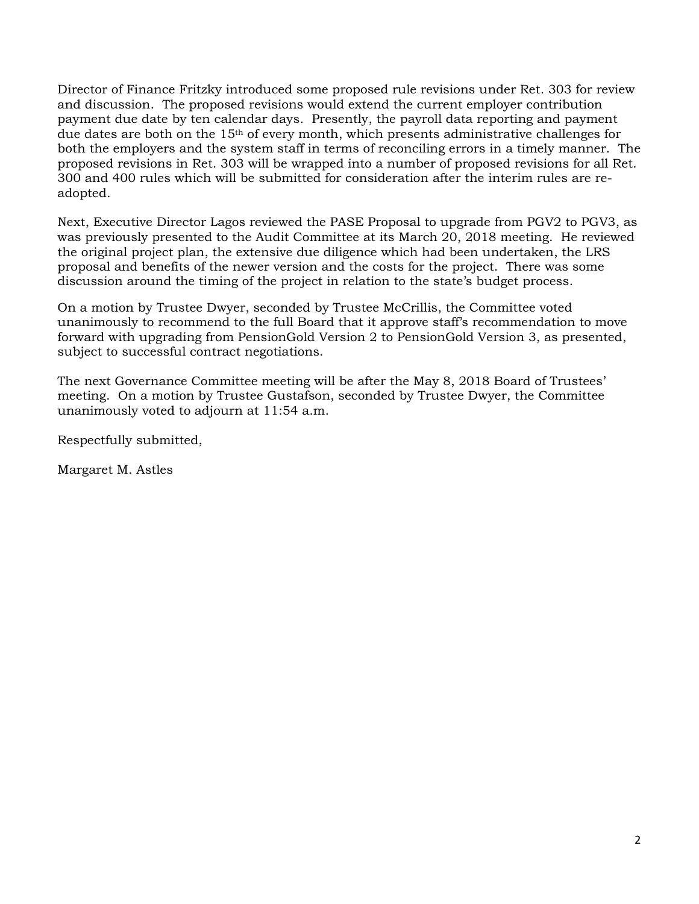Director of Finance Fritzky introduced some proposed rule revisions under Ret. 303 for review and discussion. The proposed revisions would extend the current employer contribution payment due date by ten calendar days. Presently, the payroll data reporting and payment due dates are both on the 15th of every month, which presents administrative challenges for both the employers and the system staff in terms of reconciling errors in a timely manner. The proposed revisions in Ret. 303 will be wrapped into a number of proposed revisions for all Ret. 300 and 400 rules which will be submitted for consideration after the interim rules are re-adopted.

Next, Executive Director Lagos reviewed the PASE Proposal to upgrade from PGV2 to PGV3, as was previously presented to the Audit Committee at its March 20, 2018 meeting. He reviewed the original project plan, the extensive due diligence which had been undertaken, the LRS proposal and benefits of the newer version and the costs for the project. There was some discussion around the timing of the project in relation to the state's budget process.

On a motion by Trustee Dwyer, seconded by Trustee McCrillis, the Committee voted unanimously to recommend to the full Board that it approve staff's recommendation to move forward with upgrading from PensionGold Version 2 to PensionGold Version 3, as presented, subject to successful contract negotiations.

The next Governance Committee meeting will be after the May 8, 2018 Board of Trustees' meeting. On a motion by Trustee Gustafson, seconded by Trustee Dwyer, the Committee unanimously voted to adjourn at 11:54 a.m.

Respectfully submitted,

Margaret M. Astles